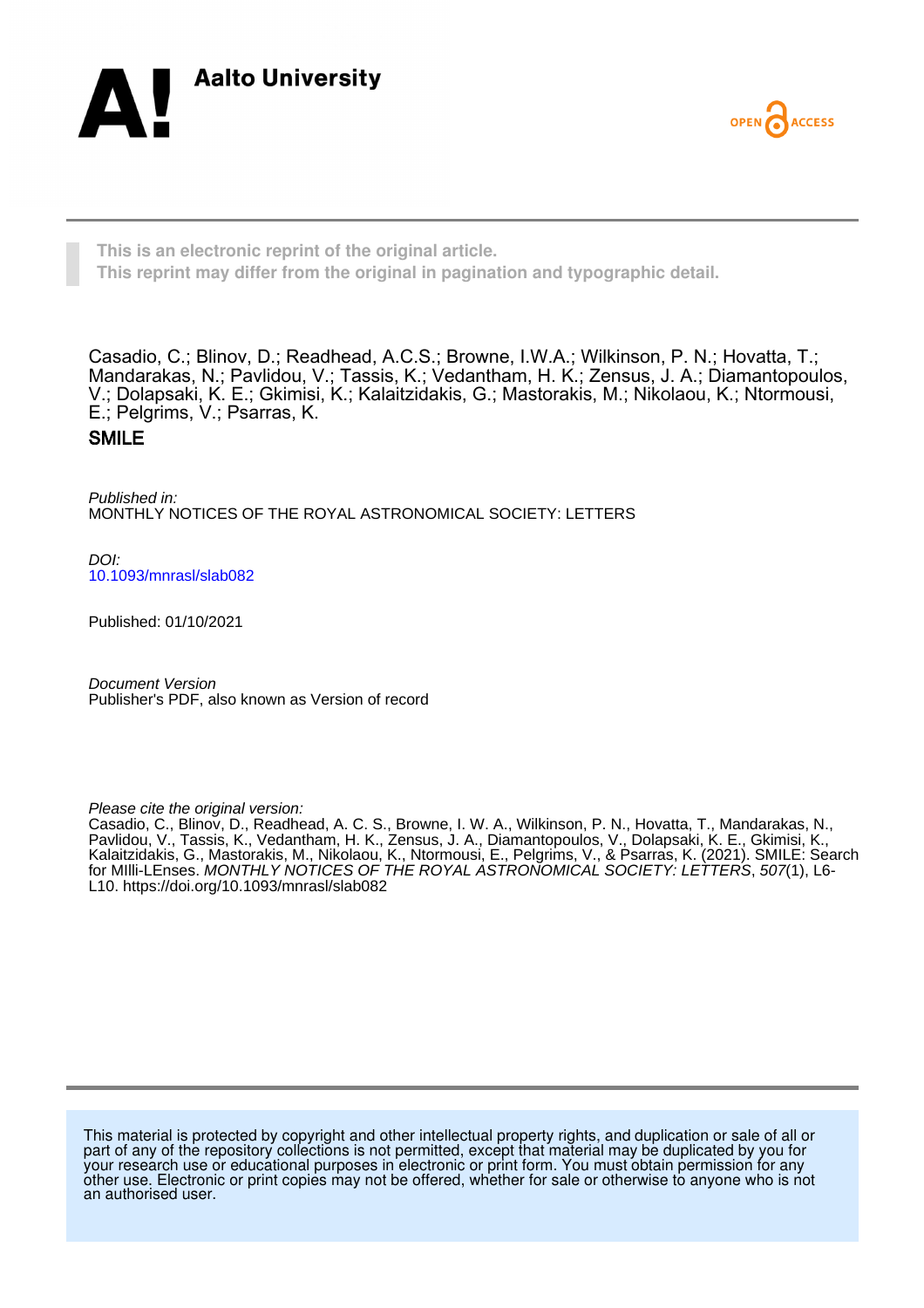Aalto University

OPEN ACCESS

This is an electronic reprint of the original article.
This reprint may differ from the original in pagination and typographic detail.

Casadio, C.; Blinov, D.; Readhead, A.C.S.; Browne, I.W.A.; Wilkinson, P. N.; Hovatta, T.; Mandarakas, N.; Pavlidou, V.; Tassis, K.; Vedantham, H. K.; Zensus, J. A.; Diamantopoulos, V.; Dolapsaki, K. E.; Gkimisi, K.; Kalaitzidakis, G.; Mastorakis, M.; Nikolaou, K.; Ntormousi, E.; Pelgrims, V.; Psarras, K.

**SMILE**

*Published in:*
MONTHLY NOTICES OF THE ROYAL ASTRONOMICAL SOCIETY: LETTERS

*DOI:*
10.1093/mnrasl/slab082

Published: 01/10/2021

*Document Version*
Publisher's PDF, also known as Version of record

*Please cite the original version:*
Casadio, C., Blinov, D., Readhead, A. C. S., Browne, I. W. A., Wilkinson, P. N., Hovatta, T., Mandarakas, N., Pavlidou, V., Tassis, K., Vedantham, H. K., Zensus, J. A., Diamantopoulos, V., Dolapsaki, K. E., Gkimisi, K., Kalaitzidakis, G., Mastorakis, M., Nikolaou, K., Ntormousi, E., Pelgrims, V., & Psarras, K. (2021). SMILE: Search for MIlli-LEnses. *MONTHLY NOTICES OF THE ROYAL ASTRONOMICAL SOCIETY: LETTERS*, *507*(1), L6-L10. https://doi.org/10.1093/mnrasl/slab082

This material is protected by copyright and other intellectual property rights, and duplication or sale of all or part of any of the repository collections is not permitted, except that material may be duplicated by you for your research use or educational purposes in electronic or print form. You must obtain permission for any other use. Electronic or print copies may not be offered, whether for sale or otherwise to anyone who is not an authorised user.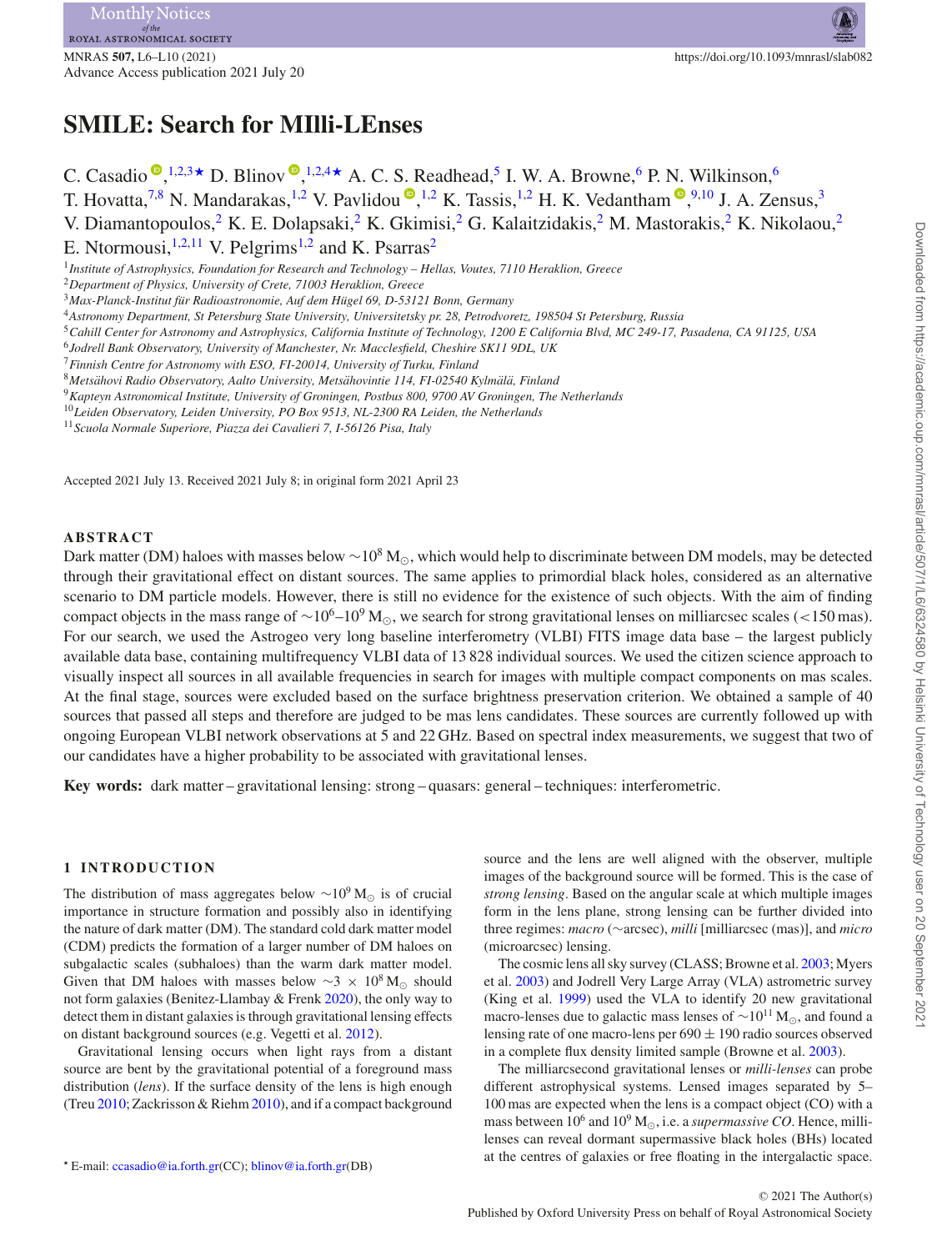# SMILE: Search for MIlli-LEnses

C. Casadio[1,2,3★] D. Blinov[1,2,4★] A. C. S. Readhead,[5] I. W. A. Browne,[6] P. N. Wilkinson,[6] T. Hovatta,[7,8] N. Mandarakas,[1,2] V. Pavlidou[1,2] K. Tassis,[1,2] H. K. Vedantham[9,10] J. A. Zensus,[3] V. Diamantopoulos,[2] K. E. Dolapsaki,[2] K. Gkimisi,[2] G. Kalaitzidakis,[2] M. Mastorakis,[2] K. Nikolaou,[2] E. Ntormousi,[1,2,11] V. Pelgrims[1,2] and K. Psarras[2]

[1]Institute of Astrophysics, Foundation for Research and Technology – Hellas, Voutes, 7110 Heraklion, Greece
[2]Department of Physics, University of Crete, 71003 Heraklion, Greece
[3]Max-Planck-Institut für Radioastronomie, Auf dem Hügel 69, D-53121 Bonn, Germany
[4]Astronomy Department, St Petersburg State University, Universitetsky pr. 28, Petrodvoretz, 198504 St Petersburg, Russia
[5]Cahill Center for Astronomy and Astrophysics, California Institute of Technology, 1200 E California Blvd, MC 249-17, Pasadena, CA 91125, USA
[6]Jodrell Bank Observatory, University of Manchester, Nr. Macclesfield, Cheshire SK11 9DL, UK
[7]Finnish Centre for Astronomy with ESO, FI-20014, University of Turku, Finland
[8]Metsähovi Radio Observatory, Aalto University, Metsähovintie 114, FI-02540 Kylmälä, Finland
[9]Kapteyn Astronomical Institute, University of Groningen, Postbus 800, 9700 AV Groningen, The Netherlands
[10]Leiden Observatory, Leiden University, PO Box 9513, NL-2300 RA Leiden, the Netherlands
[11]Scuola Normale Superiore, Piazza dei Cavalieri 7, I-56126 Pisa, Italy

Accepted 2021 July 13. Received 2021 July 8; in original form 2021 April 23

## ABSTRACT

Dark matter (DM) haloes with masses below $\sim 10^8\,\mathrm{M}_\odot$, which would help to discriminate between DM models, may be detected through their gravitational effect on distant sources. The same applies to primordial black holes, considered as an alternative scenario to DM particle models. However, there is still no evidence for the existence of such objects. With the aim of finding compact objects in the mass range of $\sim 10^6$–$10^9\,\mathrm{M}_\odot$, we search for strong gravitational lenses on milliarcsec scales (<150 mas). For our search, we used the Astrogeo very long baseline interferometry (VLBI) FITS image data base – the largest publicly available data base, containing multifrequency VLBI data of 13 828 individual sources. We used the citizen science approach to visually inspect all sources in all available frequencies in search for images with multiple compact components on mas scales. At the final stage, sources were excluded based on the surface brightness preservation criterion. We obtained a sample of 40 sources that passed all steps and therefore are judged to be mas lens candidates. These sources are currently followed up with ongoing European VLBI network observations at 5 and 22 GHz. Based on spectral index measurements, we suggest that two of our candidates have a higher probability to be associated with gravitational lenses.

**Key words:** dark matter – gravitational lensing: strong – quasars: general – techniques: interferometric.

## 1 INTRODUCTION

The distribution of mass aggregates below $\sim 10^9\,\mathrm{M}_\odot$ is of crucial importance in structure formation and possibly also in identifying the nature of dark matter (DM). The standard cold dark matter model (CDM) predicts the formation of a larger number of DM haloes on subgalactic scales (subhaloes) than the warm dark matter model. Given that DM haloes with masses below $\sim 3\times 10^8\,\mathrm{M}_\odot$ should not form galaxies (Benitez-Llambay & Frenk 2020), the only way to detect them in distant galaxies is through gravitational lensing effects on distant background sources (e.g. Vegetti et al. 2012).

Gravitational lensing occurs when light rays from a distant source are bent by the gravitational potential of a foreground mass distribution (*lens*). If the surface density of the lens is high enough (Treu 2010; Zackrisson & Riehm 2010), and if a compact background source and the lens are well aligned with the observer, multiple images of the background source will be formed. This is the case of *strong lensing*. Based on the angular scale at which multiple images form in the lens plane, strong lensing can be further divided into three regimes: *macro* (∼arcsec), *milli* [milliarcsec (mas)], and *micro* (microarcsec) lensing.

The cosmic lens all sky survey (CLASS; Browne et al. 2003; Myers et al. 2003) and Jodrell Very Large Array (VLA) astrometric survey (King et al. 1999) used the VLA to identify 20 new gravitational macro-lenses due to galactic mass lenses of $\sim 10^{11}\,\mathrm{M}_\odot$, and found a lensing rate of one macro-lens per $690 \pm 190$ radio sources observed in a complete flux density limited sample (Browne et al. 2003).

The milliarcsecond gravitational lenses or *milli-lenses* can probe different astrophysical systems. Lensed images separated by 5–100 mas are expected when the lens is a compact object (CO) with a mass between $10^6$ and $10^9\,\mathrm{M}_\odot$, i.e. a *supermassive CO*. Hence, milli-lenses can reveal dormant supermassive black holes (BHs) located at the centres of galaxies or free floating in the intergalactic space.

★ E-mail: ccasadio@ia.forth.gr(CC); blinov@ia.forth.gr(DB)

© 2021 The Author(s)
Published by Oxford University Press on behalf of Royal Astronomical Society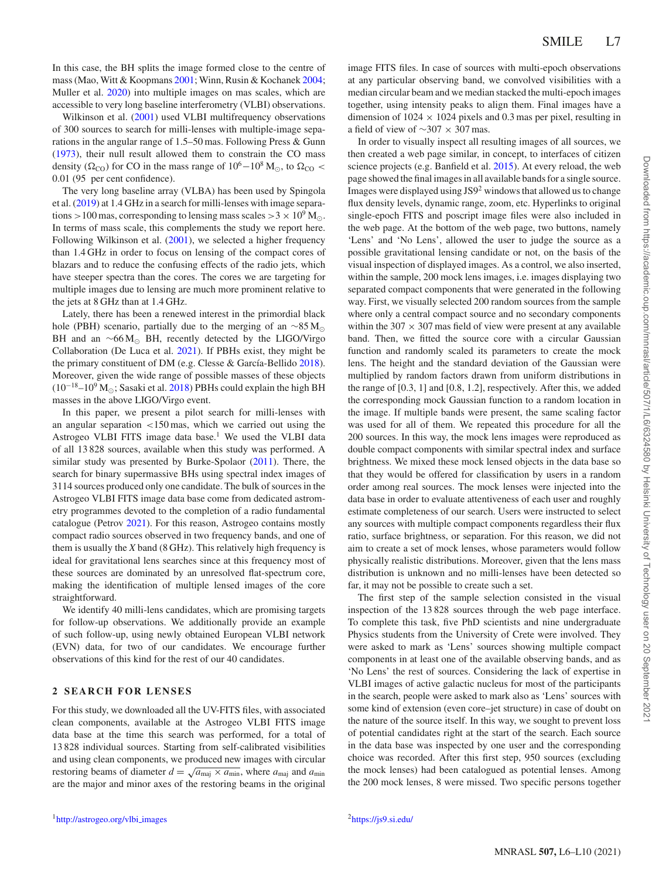In this case, the BH splits the image formed close to the centre of mass (Mao, Witt & Koopmans 2001; Winn, Rusin & Kochanek 2004; Muller et al. 2020) into multiple images on mas scales, which are accessible to very long baseline interferometry (VLBI) observations.

Wilkinson et al. (2001) used VLBI multifrequency observations of 300 sources to search for milli-lenses with multiple-image separations in the angular range of 1.5–50 mas. Following Press & Gunn (1973), their null result allowed them to constrain the CO mass density ($\Omega_{\rm CO}$) for CO in the mass range of $10^6$–$10^8$ M$_\odot$, to $\Omega_{\rm CO} < 0.01$ (95 per cent confidence).

The very long baseline array (VLBA) has been used by Spingola et al. (2019) at 1.4 GHz in a search for milli-lenses with image separations >100 mas, corresponding to lensing mass scales $>3 \times 10^9$ M$_\odot$. In terms of mass scale, this complements the study we report here. Following Wilkinson et al. (2001), we selected a higher frequency than 1.4 GHz in order to focus on lensing of the compact cores of blazars and to reduce the confusing effects of the radio jets, which have steeper spectra than the cores. The cores we are targeting for multiple images due to lensing are much more prominent relative to the jets at 8 GHz than at 1.4 GHz.

Lately, there has been a renewed interest in the primordial black hole (PBH) scenario, partially due to the merging of an ∼85 M$_\odot$ BH and an ∼66 M$_\odot$ BH, recently detected by the LIGO/Virgo Collaboration (De Luca et al. 2021). If PBHs exist, they might be the primary constituent of DM (e.g. Clesse & García-Bellido 2018). Moreover, given the wide range of possible masses of these objects ($10^{-18}$–$10^9$ M$_\odot$; Sasaki et al. 2018) PBHs could explain the high BH masses in the above LIGO/Virgo event.

In this paper, we present a pilot search for milli-lenses with an angular separation <150 mas, which we carried out using the Astrogeo VLBI FITS image data base.[1] We used the VLBI data of all 13 828 sources, available when this study was performed. A similar study was presented by Burke-Spolaor (2011). There, the search for binary supermassive BHs using spectral index images of 3114 sources produced only one candidate. The bulk of sources in the Astrogeo VLBI FITS image data base come from dedicated astrometry programmes devoted to the completion of a radio fundamental catalogue (Petrov 2021). For this reason, Astrogeo contains mostly compact radio sources observed in two frequency bands, and one of them is usually the *X* band (8 GHz). This relatively high frequency is ideal for gravitational lens searches since at this frequency most of these sources are dominated by an unresolved flat-spectrum core, making the identification of multiple lensed images of the core straightforward.

We identify 40 milli-lens candidates, which are promising targets for follow-up observations. We additionally provide an example of such follow-up, using newly obtained European VLBI network (EVN) data, for two of our candidates. We encourage further observations of this kind for the rest of our 40 candidates.

## 2 SEARCH FOR LENSES

For this study, we downloaded all the UV-FITS files, with associated clean components, available at the Astrogeo VLBI FITS image data base at the time this search was performed, for a total of 13 828 individual sources. Starting from self-calibrated visibilities and using clean components, we produced new images with circular restoring beams of diameter $d = \sqrt{a_{\rm maj} \times a_{\rm min}}$, where $a_{\rm maj}$ and $a_{\rm min}$ are the major and minor axes of the restoring beams in the original image FITS files. In case of sources with multi-epoch observations at any particular observing band, we convolved visibilities with a median circular beam and we median stacked the multi-epoch images together, using intensity peaks to align them. Final images have a dimension of 1024 × 1024 pixels and 0.3 mas per pixel, resulting in a field of view of ∼307 × 307 mas.

In order to visually inspect all resulting images of all sources, we then created a web page similar, in concept, to interfaces of citizen science projects (e.g. Banfield et al. 2015). At every reload, the web page showed the final images in all available bands for a single source. Images were displayed using JS9[2] windows that allowed us to change flux density levels, dynamic range, zoom, etc. Hyperlinks to original single-epoch FITS and poscript image files were also included in the web page. At the bottom of the web page, two buttons, namely 'Lens' and 'No Lens', allowed the user to judge the source as a possible gravitational lensing candidate or not, on the basis of the visual inspection of displayed images. As a control, we also inserted, within the sample, 200 mock lens images, i.e. images displaying two separated compact components that were generated in the following way. First, we visually selected 200 random sources from the sample where only a central compact source and no secondary components within the 307 × 307 mas field of view were present at any available band. Then, we fitted the source core with a circular Gaussian function and randomly scaled its parameters to create the mock lens. The height and the standard deviation of the Gaussian were multiplied by random factors drawn from uniform distributions in the range of [0.3, 1] and [0.8, 1.2], respectively. After this, we added the corresponding mock Gaussian function to a random location in the image. If multiple bands were present, the same scaling factor was used for all of them. We repeated this procedure for all the 200 sources. In this way, the mock lens images were reproduced as double compact components with similar spectral index and surface brightness. We mixed these mock lensed objects in the data base so that they would be offered for classification by users in a random order among real sources. The mock lenses were injected into the data base in order to evaluate attentiveness of each user and roughly estimate completeness of our search. Users were instructed to select any sources with multiple compact components regardless their flux ratio, surface brightness, or separation. For this reason, we did not aim to create a set of mock lenses, whose parameters would follow physically realistic distributions. Moreover, given that the lens mass distribution is unknown and no milli-lenses have been detected so far, it may not be possible to create such a set.

The first step of the sample selection consisted in the visual inspection of the 13 828 sources through the web page interface. To complete this task, five PhD scientists and nine undergraduate Physics students from the University of Crete were involved. They were asked to mark as 'Lens' sources showing multiple compact components in at least one of the available observing bands, and as 'No Lens' the rest of sources. Considering the lack of expertise in VLBI images of active galactic nucleus for most of the participants in the search, people were asked to mark also as 'Lens' sources with some kind of extension (even core–jet structure) in case of doubt on the nature of the source itself. In this way, we sought to prevent loss of potential candidates right at the start of the search. Each source in the data base was inspected by one user and the corresponding choice was recorded. After this first step, 950 sources (excluding the mock lenses) had been catalogued as potential lenses. Among the 200 mock lenses, 8 were missed. Two specific persons together

[1] http://astrogeo.org/vlbi_images

[2] https://js9.si.edu/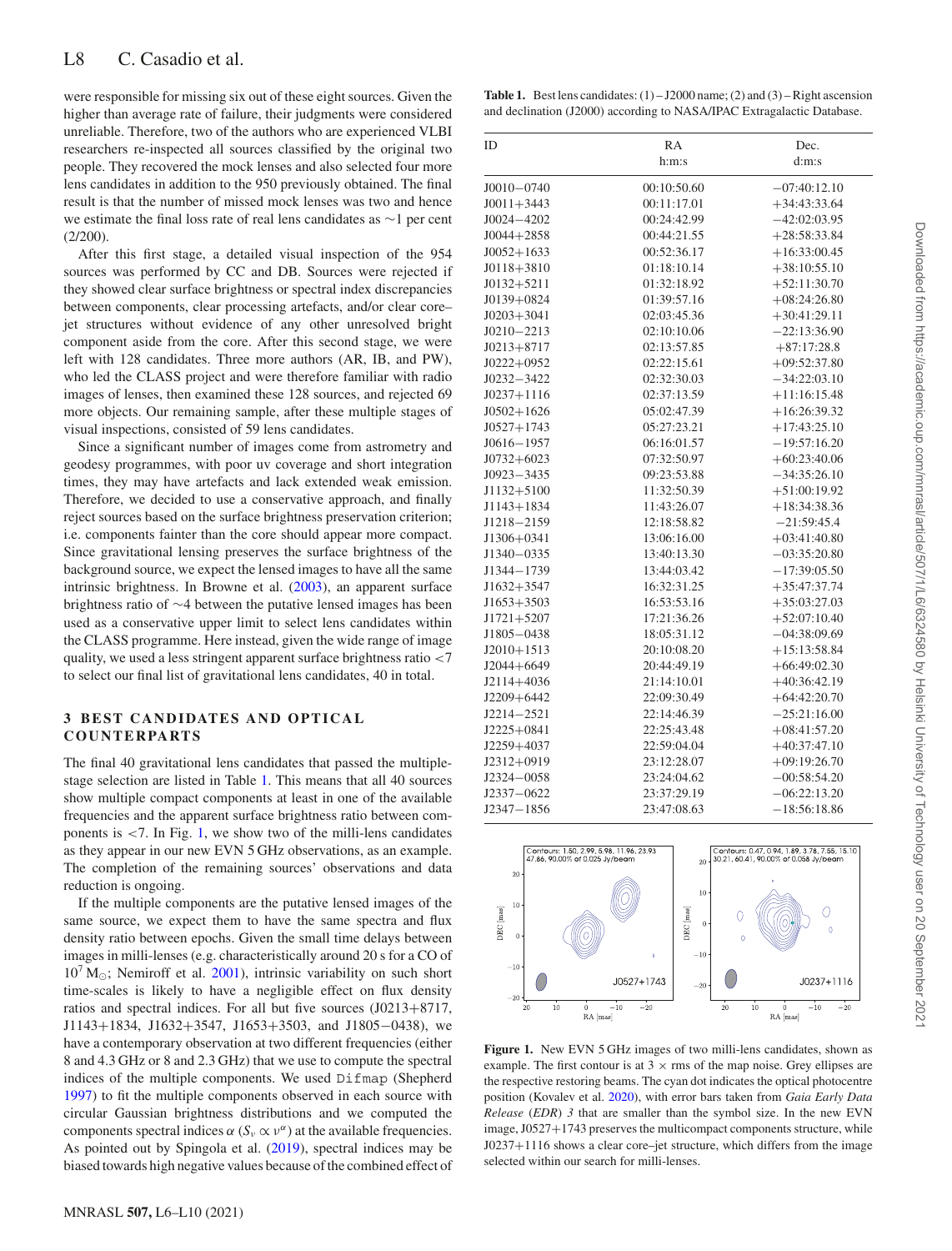were responsible for missing six out of these eight sources. Given the higher than average rate of failure, their judgments were considered unreliable. Therefore, two of the authors who are experienced VLBI researchers re-inspected all sources classified by the original two people. They recovered the mock lenses and also selected four more lens candidates in addition to the 950 previously obtained. The final result is that the number of missed mock lenses was two and hence we estimate the final loss rate of real lens candidates as ∼1 per cent (2/200).

After this first stage, a detailed visual inspection of the 954 sources was performed by CC and DB. Sources were rejected if they showed clear surface brightness or spectral index discrepancies between components, clear processing artefacts, and/or clear core–jet structures without evidence of any other unresolved bright component aside from the core. After this second stage, we were left with 128 candidates. Three more authors (AR, IB, and PW), who led the CLASS project and were therefore familiar with radio images of lenses, then examined these 128 sources, and rejected 69 more objects. Our remaining sample, after these multiple stages of visual inspections, consisted of 59 lens candidates.

Since a significant number of images come from astrometry and geodesy programmes, with poor uv coverage and short integration times, they may have artefacts and lack extended weak emission. Therefore, we decided to use a conservative approach, and finally reject sources based on the surface brightness preservation criterion; i.e. components fainter than the core should appear more compact. Since gravitational lensing preserves the surface brightness of the background source, we expect the lensed images to have all the same intrinsic brightness. In Browne et al. (2003), an apparent surface brightness ratio of ∼4 between the putative lensed images has been used as a conservative upper limit to select lens candidates within the CLASS programme. Here instead, given the wide range of image quality, we used a less stringent apparent surface brightness ratio <7 to select our final list of gravitational lens candidates, 40 in total.

## 3 BEST CANDIDATES AND OPTICAL COUNTERPARTS

The final 40 gravitational lens candidates that passed the multiple-stage selection are listed in Table 1. This means that all 40 sources show multiple compact components at least in one of the available frequencies and the apparent surface brightness ratio between components is <7. In Fig. 1, we show two of the milli-lens candidates as they appear in our new EVN 5 GHz observations, as an example. The completion of the remaining sources' observations and data reduction is ongoing.

If the multiple components are the putative lensed images of the same source, we expect them to have the same spectra and flux density ratio between epochs. Given the small time delays between images in milli-lenses (e.g. characteristically around 20 s for a CO of $10^7\,M_\odot$; Nemiroff et al. 2001), intrinsic variability on such short time-scales is likely to have a negligible effect on flux density ratios and spectral indices. For all but five sources (J0213+8717, J1143+1834, J1632+3547, J1653+3503, and J1805−0438), we have a contemporary observation at two different frequencies (either 8 and 4.3 GHz or 8 and 2.3 GHz) that we use to compute the spectral indices of the multiple components. We used Difmap (Shepherd 1997) to fit the multiple components observed in each source with circular Gaussian brightness distributions and we computed the components spectral indices $\alpha$ ($S_\nu \propto \nu^\alpha$) at the available frequencies. As pointed out by Spingola et al. (2019), spectral indices may be biased towards high negative values because of the combined effect of

**Table 1.** Best lens candidates: (1) – J2000 name; (2) and (3) – Right ascension and declination (J2000) according to NASA/IPAC Extragalactic Database.

| ID | RA h:m:s | Dec. d:m:s |
|---|---|---|
| J0010−0740 | 00:10:50.60 | −07:40:12.10 |
| J0011+3443 | 00:11:17.01 | +34:43:33.64 |
| J0024−4202 | 00:24:42.99 | −42:02:03.95 |
| J0044+2858 | 00:44:21.55 | +28:58:33.84 |
| J0052+1633 | 00:52:36.17 | +16:33:00.45 |
| J0118+3810 | 01:18:10.14 | +38:10:55.10 |
| J0132+5211 | 01:32:18.92 | +52:11:30.70 |
| J0139+0824 | 01:39:57.16 | +08:24:26.80 |
| J0203+3041 | 02:03:45.36 | +30:41:29.11 |
| J0210−2213 | 02:10:10.06 | −22:13:36.90 |
| J0213+8717 | 02:13:57.85 | +87:17:28.8 |
| J0222+0952 | 02:22:15.61 | +09:52:37.80 |
| J0232−3422 | 02:32:30.03 | −34:22:03.10 |
| J0237+1116 | 02:37:13.59 | +11:16:15.48 |
| J0502+1626 | 05:02:47.39 | +16:26:39.32 |
| J0527+1743 | 05:27:23.21 | +17:43:25.10 |
| J0616−1957 | 06:16:01.57 | −19:57:16.20 |
| J0732+6023 | 07:32:50.97 | +60:23:40.06 |
| J0923−3435 | 09:23:53.88 | −34:35:26.10 |
| J1132+5100 | 11:32:50.39 | +51:00:19.92 |
| J1143+1834 | 11:43:26.07 | +18:34:38.36 |
| J1218−2159 | 12:18:58.82 | −21:59:45.4 |
| J1306+0341 | 13:06:16.00 | +03:41:40.80 |
| J1340−0335 | 13:40:13.30 | −03:35:20.80 |
| J1344−1739 | 13:44:03.42 | −17:39:05.50 |
| J1632+3547 | 16:32:31.25 | +35:47:37.74 |
| J1653+3503 | 16:53:53.16 | +35:03:27.03 |
| J1721+5207 | 17:21:36.26 | +52:07:10.40 |
| J1805−0438 | 18:05:31.12 | −04:38:09.69 |
| J2010+1513 | 20:10:08.20 | +15:13:58.84 |
| J2044+6649 | 20:44:49.19 | +66:49:02.30 |
| J2114+4036 | 21:14:10.01 | +40:36:42.19 |
| J2209+6442 | 22:09:30.49 | +64:42:20.70 |
| J2214−2521 | 22:14:46.39 | −25:21:16.00 |
| J2225+0841 | 22:25:43.48 | +08:41:57.20 |
| J2259+4037 | 22:59:04.04 | +40:37:47.10 |
| J2312+0919 | 23:12:28.07 | +09:19:26.70 |
| J2324−0058 | 23:24:04.62 | −00:58:54.20 |
| J2337−0622 | 23:37:29.19 | −06:22:13.20 |
| J2347−1856 | 23:47:08.63 | −18:56:18.86 |

**Figure 1.** New EVN 5 GHz images of two milli-lens candidates, shown as example. The first contour is at 3 × rms of the map noise. Grey ellipses are the respective restoring beams. The cyan dot indicates the optical photocentre position (Kovalev et al. 2020), with error bars taken from *Gaia Early Data Release* (*EDR*) *3* that are smaller than the symbol size. In the new EVN image, J0527+1743 preserves the multicompact components structure, while J0237+1116 shows a clear core–jet structure, which differs from the image selected within our search for milli-lenses.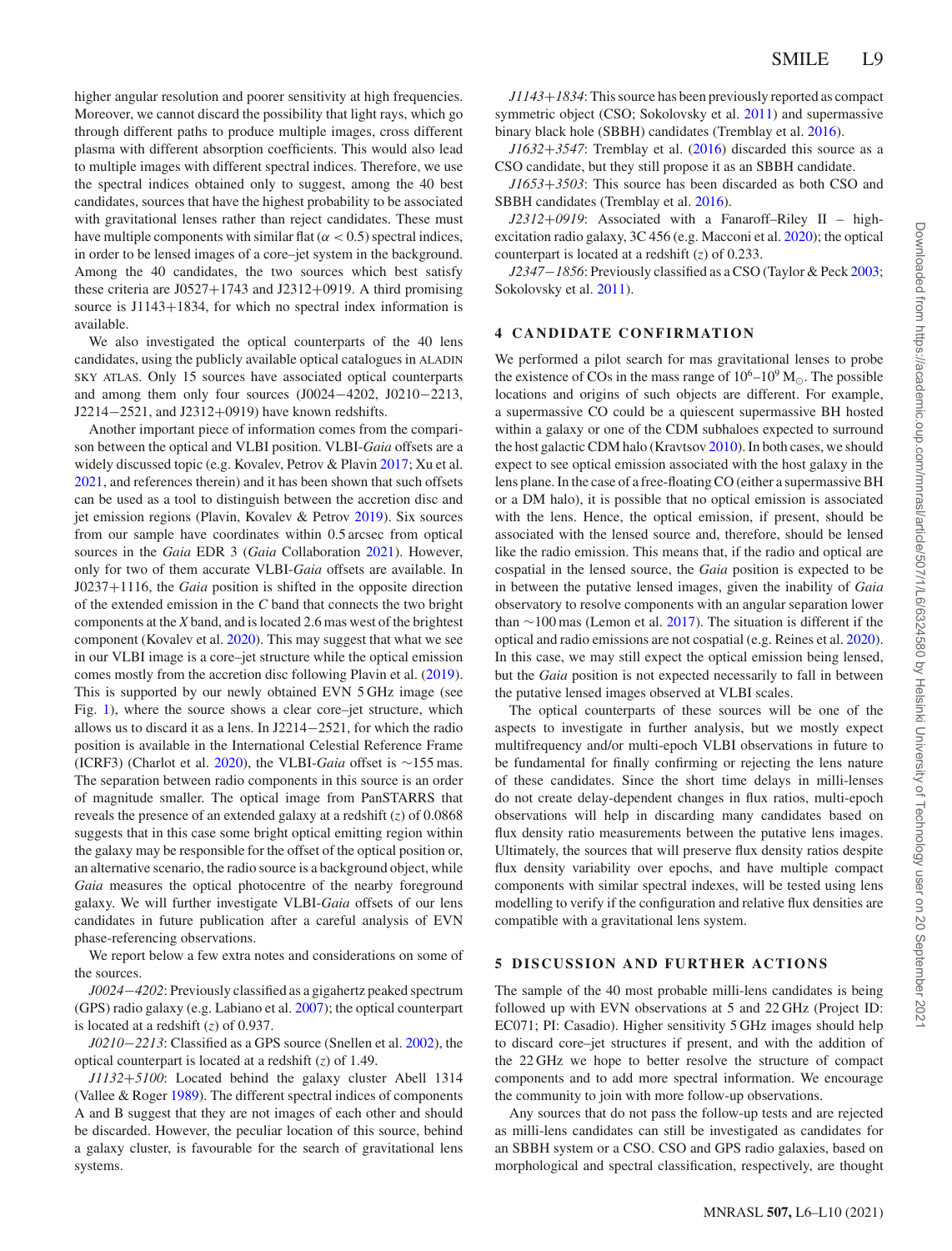higher angular resolution and poorer sensitivity at high frequencies. Moreover, we cannot discard the possibility that light rays, which go through different paths to produce multiple images, cross different plasma with different absorption coefficients. This would also lead to multiple images with different spectral indices. Therefore, we use the spectral indices obtained only to suggest, among the 40 best candidates, sources that have the highest probability to be associated with gravitational lenses rather than reject candidates. These must have multiple components with similar flat ($\alpha < 0.5$) spectral indices, in order to be lensed images of a core–jet system in the background. Among the 40 candidates, the two sources which best satisfy these criteria are J0527+1743 and J2312+0919. A third promising source is J1143+1834, for which no spectral index information is available.

We also investigated the optical counterparts of the 40 lens candidates, using the publicly available optical catalogues in ALADIN SKY ATLAS. Only 15 sources have associated optical counterparts and among them only four sources (J0024−4202, J0210−2213, J2214−2521, and J2312+0919) have known redshifts.

Another important piece of information comes from the comparison between the optical and VLBI position. VLBI-*Gaia* offsets are a widely discussed topic (e.g. Kovalev, Petrov & Plavin 2017; Xu et al. 2021, and references therein) and it has been shown that such offsets can be used as a tool to distinguish between the accretion disc and jet emission regions (Plavin, Kovalev & Petrov 2019). Six sources from our sample have coordinates within 0.5 arcsec from optical sources in the *Gaia* EDR 3 (*Gaia* Collaboration 2021). However, only for two of them accurate VLBI-*Gaia* offsets are available. In J0237+1116, the *Gaia* position is shifted in the opposite direction of the extended emission in the *C* band that connects the two bright components at the *X* band, and is located 2.6 mas west of the brightest component (Kovalev et al. 2020). This may suggest that what we see in our VLBI image is a core–jet structure while the optical emission comes mostly from the accretion disc following Plavin et al. (2019). This is supported by our newly obtained EVN 5 GHz image (see Fig. 1), where the source shows a clear core–jet structure, which allows us to discard it as a lens. In J2214−2521, for which the radio position is available in the International Celestial Reference Frame (ICRF3) (Charlot et al. 2020), the VLBI-*Gaia* offset is ∼155 mas. The separation between radio components in this source is an order of magnitude smaller. The optical image from PanSTARRS that reveals the presence of an extended galaxy at a redshift ($z$) of 0.0868 suggests that in this case some bright optical emitting region within the galaxy may be responsible for the offset of the optical position or, an alternative scenario, the radio source is a background object, while *Gaia* measures the optical photocentre of the nearby foreground galaxy. We will further investigate VLBI-*Gaia* offsets of our lens candidates in future publication after a careful analysis of EVN phase-referencing observations.

We report below a few extra notes and considerations on some of the sources.

*J0024−4202*: Previously classified as a gigahertz peaked spectrum (GPS) radio galaxy (e.g. Labiano et al. 2007); the optical counterpart is located at a redshift ($z$) of 0.937.

*J0210−2213*: Classified as a GPS source (Snellen et al. 2002), the optical counterpart is located at a redshift ($z$) of 1.49.

*J1132+5100*: Located behind the galaxy cluster Abell 1314 (Vallee & Roger 1989). The different spectral indices of components A and B suggest that they are not images of each other and should be discarded. However, the peculiar location of this source, behind a galaxy cluster, is favourable for the search of gravitational lens systems.

*J1143+1834*: This source has been previously reported as compact symmetric object (CSO; Sokolovsky et al. 2011) and supermassive binary black hole (SBBH) candidates (Tremblay et al. 2016).

*J1632+3547*: Tremblay et al. (2016) discarded this source as a CSO candidate, but they still propose it as an SBBH candidate.

*J1653+3503*: This source has been discarded as both CSO and SBBH candidates (Tremblay et al. 2016).

*J2312+0919*: Associated with a Fanaroff–Riley II – high-excitation radio galaxy, 3C 456 (e.g. Macconi et al. 2020); the optical counterpart is located at a redshift ($z$) of 0.233.

*J2347−1856*: Previously classified as a CSO (Taylor & Peck 2003; Sokolovsky et al. 2011).

## 4 CANDIDATE CONFIRMATION

We performed a pilot search for mas gravitational lenses to probe the existence of COs in the mass range of $10^6$–$10^9$ M$_\odot$. The possible locations and origins of such objects are different. For example, a supermassive CO could be a quiescent supermassive BH hosted within a galaxy or one of the CDM subhaloes expected to surround the host galactic CDM halo (Kravtsov 2010). In both cases, we should expect to see optical emission associated with the host galaxy in the lens plane. In the case of a free-floating CO (either a supermassive BH or a DM halo), it is possible that no optical emission is associated with the lens. Hence, the optical emission, if present, should be associated with the lensed source and, therefore, should be lensed like the radio emission. This means that, if the radio and optical are cospatial in the lensed source, the *Gaia* position is expected to be in between the putative lensed images, given the inability of *Gaia* observatory to resolve components with an angular separation lower than ∼100 mas (Lemon et al. 2017). The situation is different if the optical and radio emissions are not cospatial (e.g. Reines et al. 2020). In this case, we may still expect the optical emission being lensed, but the *Gaia* position is not expected necessarily to fall in between the putative lensed images observed at VLBI scales.

The optical counterparts of these sources will be one of the aspects to investigate in further analysis, but we mostly expect multifrequency and/or multi-epoch VLBI observations in future to be fundamental for finally confirming or rejecting the lens nature of these candidates. Since the short time delays in milli-lenses do not create delay-dependent changes in flux ratios, multi-epoch observations will help in discarding many candidates based on flux density ratio measurements between the putative lens images. Ultimately, the sources that will preserve flux density ratios despite flux density variability over epochs, and have multiple compact components with similar spectral indexes, will be tested using lens modelling to verify if the configuration and relative flux densities are compatible with a gravitational lens system.

## 5 DISCUSSION AND FURTHER ACTIONS

The sample of the 40 most probable milli-lens candidates is being followed up with EVN observations at 5 and 22 GHz (Project ID: EC071; PI: Casadio). Higher sensitivity 5 GHz images should help to discard core–jet structures if present, and with the addition of the 22 GHz we hope to better resolve the structure of compact components and to add more spectral information. We encourage the community to join with more follow-up observations.

Any sources that do not pass the follow-up tests and are rejected as milli-lens candidates can still be investigated as candidates for an SBBH system or a CSO. CSO and GPS radio galaxies, based on morphological and spectral classification, respectively, are thought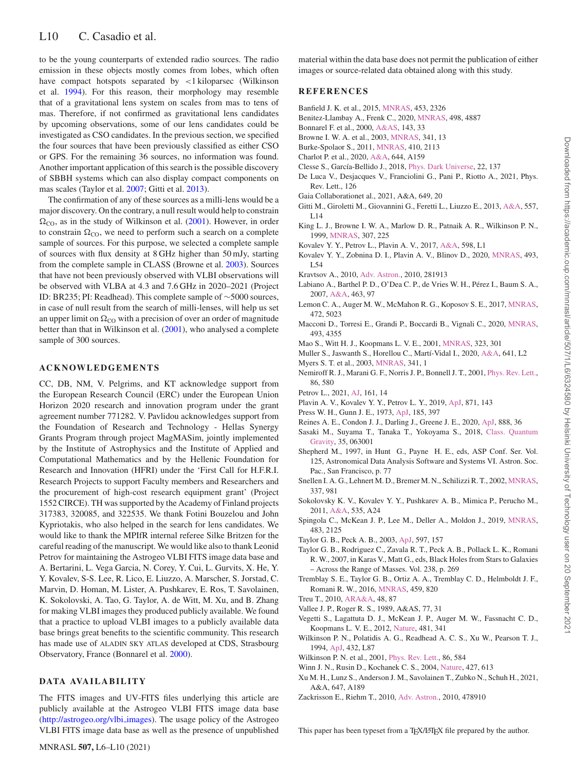to be the young counterparts of extended radio sources. The radio emission in these objects mostly comes from lobes, which often have compact hotspots separated by <1 kiloparsec (Wilkinson et al. 1994). For this reason, their morphology may resemble that of a gravitational lens system on scales from mas to tens of mas. Therefore, if not confirmed as gravitational lens candidates by upcoming observations, some of our lens candidates could be investigated as CSO candidates. In the previous section, we specified the four sources that have been previously classified as either CSO or GPS. For the remaining 36 sources, no information was found. Another important application of this search is the possible discovery of SBBH systems which can also display compact components on mas scales (Taylor et al. 2007; Gitti et al. 2013).

The confirmation of any of these sources as a milli-lens would be a major discovery. On the contrary, a null result would help to constrain $\Omega_{\rm CO}$, as in the study of Wilkinson et al. (2001). However, in order to constrain $\Omega_{\rm CO}$, we need to perform such a search on a complete sample of sources. For this purpose, we selected a complete sample of sources with flux density at 8 GHz higher than 50 mJy, starting from the complete sample in CLASS (Browne et al. 2003). Sources that have not been previously observed with VLBI observations will be observed with VLBA at 4.3 and 7.6 GHz in 2020–2021 (Project ID: BR235; PI: Readhead). This complete sample of ∼5000 sources, in case of null result from the search of milli-lenses, will help us set an upper limit on $\Omega_{\rm CO}$ with a precision of over an order of magnitude better than that in Wilkinson et al. (2001), who analysed a complete sample of 300 sources.

## ACKNOWLEDGEMENTS

CC, DB, NM, V. Pelgrims, and KT acknowledge support from the European Research Council (ERC) under the European Union Horizon 2020 research and innovation program under the grant agreement number 771282. V. Pavlidou acknowledges support from the Foundation of Research and Technology - Hellas Synergy Grants Program through project MagMASim, jointly implemented by the Institute of Astrophysics and the Institute of Applied and Computational Mathematics and by the Hellenic Foundation for Research and Innovation (HFRI) under the 'First Call for H.F.R.I. Research Projects to support Faculty members and Researchers and the procurement of high-cost research equipment grant' (Project 1552 CIRCE). TH was supported by the Academy of Finland projects 317383, 320085, and 322535. We thank Fotini Bouzelou and John Kypriotakis, who also helped in the search for lens candidates. We would like to thank the MPIfR internal referee Silke Britzen for the careful reading of the manuscript. We would like also to thank Leonid Petrov for maintaining the Astrogeo VLBI FITS image data base and A. Bertarini, L. Vega Garcia, N. Corey, Y. Cui, L. Gurvits, X. He, Y. Y. Kovalev, S-S. Lee, R. Lico, E. Liuzzo, A. Marscher, S. Jorstad, C. Marvin, D. Homan, M. Lister, A. Pushkarev, E. Ros, T. Savolainen, K. Sokolovski, A. Tao, G. Taylor, A. de Witt, M. Xu, and B. Zhang for making VLBI images they produced publicly available. We found that a practice to upload VLBI images to a publicly available data base brings great benefits to the scientific community. This research has made use of ALADIN SKY ATLAS developed at CDS, Strasbourg Observatory, France (Bonnarel et al. 2000).

## DATA AVAILABILITY

The FITS images and UV-FITS files underlying this article are publicly available at the Astrogeo VLBI FITS image data base (http://astrogeo.org/vlbi_images). The usage policy of the Astrogeo VLBI FITS image data base as well as the presence of unpublished material within the data base does not permit the publication of either images or source-related data obtained along with this study.

## REFERENCES

Banfield J. K. et al., 2015, MNRAS, 453, 2326
Benitez-Llambay A., Frenk C., 2020, MNRAS, 498, 4887
Bonnarel F. et al., 2000, A&AS, 143, 33
Browne I. W. A. et al., 2003, MNRAS, 341, 13
Burke-Spolaor S., 2011, MNRAS, 410, 2113
Charlot P. et al., 2020, A&A, 644, A159
Clesse S., García-Bellido J., 2018, Phys. Dark Universe, 22, 137
De Luca V., Desjacques V., Franciolini G., Pani P., Riotto A., 2021, Phys. Rev. Lett., 126
Gaia Collaborationet al., 2021, A&A, 649, 20
Gitti M., Giroletti M., Giovannini G., Feretti L., Liuzzo E., 2013, A&A, 557, L14
King L. J., Browne I. W. A., Marlow D. R., Patnaik A. R., Wilkinson P. N., 1999, MNRAS, 307, 225
Kovalev Y. Y., Petrov L., Plavin A. V., 2017, A&A, 598, L1
Kovalev Y. Y., Zobnina D. I., Plavin A. V., Blinov D., 2020, MNRAS, 493, L54
Kravtsov A., 2010, Adv. Astron., 2010, 281913
Labiano A., Barthel P. D., O'Dea C. P., de Vries W. H., Pérez I., Baum S. A., 2007, A&A, 463, 97
Lemon C. A., Auger M. W., McMahon R. G., Koposov S. E., 2017, MNRAS, 472, 5023
Macconi D., Torresi E., Grandi P., Boccardi B., Vignali C., 2020, MNRAS, 493, 4355
Mao S., Witt H. J., Koopmans L. V. E., 2001, MNRAS, 323, 301
Muller S., Jaswanth S., Horellou C., Martí-Vidal I., 2020, A&A, 641, L2
Myers S. T. et al., 2003, MNRAS, 341, 1
Nemiroff R. J., Marani G. F., Norris J. P., Bonnell J. T., 2001, Phys. Rev. Lett., 86, 580
Petrov L., 2021, AJ, 161, 14
Plavin A. V., Kovalev Y. Y., Petrov L. Y., 2019, ApJ, 871, 143
Press W. H., Gunn J. E., 1973, ApJ, 185, 397
Reines A. E., Condon J. J., Darling J., Greene J. E., 2020, ApJ, 888, 36
Sasaki M., Suyama T., Tanaka T., Yokoyama S., 2018, Class. Quantum Gravity, 35, 063001
Shepherd M., 1997, in Hunt G., Payne H. E., eds, ASP Conf. Ser. Vol. 125, Astronomical Data Analysis Software and Systems VI. Astron. Soc. Pac., San Francisco, p. 77
Snellen I. A. G., Lehnert M. D., Bremer M. N., Schilizzi R. T., 2002, MNRAS, 337, 981
Sokolovsky K. V., Kovalev Y. Y., Pushkarev A. B., Mimica P., Perucho M., 2011, A&A, 535, A24
Spingola C., McKean J. P., Lee M., Deller A., Moldon J., 2019, MNRAS, 483, 2125
Taylor G. B., Peck A. B., 2003, ApJ, 597, 157
Taylor G. B., Rodriguez C., Zavala R. T., Peck A. B., Pollack L. K., Romani R. W., 2007, in Karas V., Matt G., eds, Black Holes from Stars to Galaxies – Across the Range of Masses. Vol. 238, p. 269
Tremblay S. E., Taylor G. B., Ortiz A. A., Tremblay C. D., Helmboldt J. F., Romani R. W., 2016, MNRAS, 459, 820
Treu T., 2010, ARA&A, 48, 87
Vallee J. P., Roger R. S., 1989, A&AS, 77, 31
Vegetti S., Lagattuta D. J., McKean J. P., Auger M. W., Fassnacht C. D., Koopmans L. V. E., 2012, Nature, 481, 341
Wilkinson P. N., Polatidis A. G., Readhead A. C. S., Xu W., Pearson T. J., 1994, ApJ, 432, L87
Wilkinson P. N. et al., 2001, Phys. Rev. Lett., 86, 584
Winn J. N., Rusin D., Kochanek C. S., 2004, Nature, 427, 613
Xu M. H., Lunz S., Anderson J. M., Savolainen T., Zubko N., Schuh H., 2021, A&A, 647, A189
Zackrisson E., Riehm T., 2010, Adv. Astron., 2010, 478910

This paper has been typeset from a TEX/LATEX file prepared by the author.